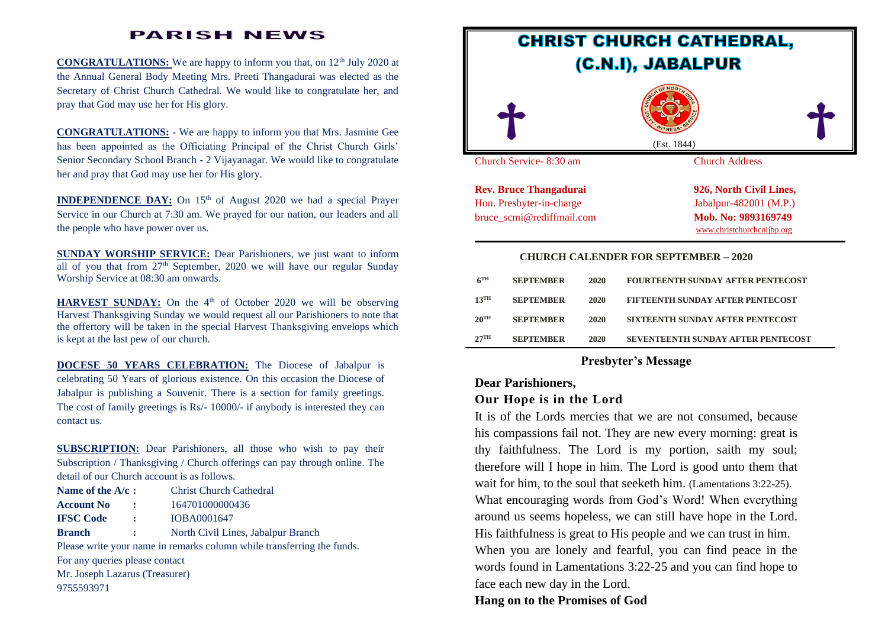# PARISH NEWS

**CONGRATULATIONS:** We are happy to inform you that, on 12th July 2020 at the Annual General Body Meeting Mrs. Preeti Thangadurai was elected as the Secretary of Christ Church Cathedral. We would like to congratulate her, and pray that God may use her for His glory.

**CONGRATULATIONS:** - We are happy to inform you that Mrs. Jasmine Gee has been appointed as the Officiating Principal of the Christ Church Girls' Senior Secondary School Branch - 2 Vijayanagar. We would like to congratulate her and pray that God may use her for His glory.

**INDEPENDENCE DAY:** On 15th of August 2020 we had a special Prayer Service in our Church at 7:30 am. We prayed for our nation, our leaders and all the people who have power over us.

**SUNDAY WORSHIP SERVICE:** Dear Parishioners, we just want to inform all of you that from 27th September, 2020 we will have our regular Sunday Worship Service at 08:30 am onwards.

**HARVEST SUNDAY:** On the 4th of October 2020 we will be observing Harvest Thanksgiving Sunday we would request all our Parishioners to note that the offertory will be taken in the special Harvest Thanksgiving envelops which is kept at the last pew of our church.

**DOCESE 50 YEARS CELEBRATION:** The Diocese of Jabalpur is celebrating 50 Years of glorious existence. On this occasion the Diocese of Jabalpur is publishing a Souvenir. There is a section for family greetings. The cost of family greetings is Rs/- 10000/- if anybody is interested they can contact us.

**SUBSCRIPTION:** Dear Parishioners, all those who wish to pay their Subscription / Thanksgiving / Church offerings can pay through online. The detail of our Church account is as follows.

**Name of the A/c :** Christ Church Cathedral
**Account No :** 164701000000436
**IFSC Code :** IOBA0001647
**Branch :** North Civil Lines, Jabalpur Branch

Please write your name in remarks column while transferring the funds.
For any queries please contact
Mr. Joseph Lazarus (Treasurer)
9755593971

# CHRIST CHURCH CATHEDRAL, (C.N.I), JABALPUR

(Est. 1844)

Church Service- 8:30 am

**Rev. Bruce Thangadurai**
Hon. Presbyter-in-charge
bruce_scmi@rediffmail.com

Church Address

**926, North Civil Lines,**
Jabalpur-482001 (M.P.)
**Mob. No: 9893169749**
www.christchurchcnijbp.org

**CHURCH CALENDER FOR SEPTEMBER – 2020**

| | | | |
|---|---|---|---|
| 6TH | SEPTEMBER | 2020 | FOURTEENTH SUNDAY AFTER PENTECOST |
| 13TH | SEPTEMBER | 2020 | FIFTEENTH SUNDAY AFTER PENTECOST |
| 20TH | SEPTEMBER | 2020 | SIXTEENTH SUNDAY AFTER PENTECOST |
| 27TH | SEPTEMBER | 2020 | SEVENTEENTH SUNDAY AFTER PENTECOST |

## Presbyter's Message

**Dear Parishioners,**

**Our Hope is in the Lord**

It is of the Lords mercies that we are not consumed, because his compassions fail not. They are new every morning: great is thy faithfulness. The Lord is my portion, saith my soul; therefore will I hope in him. The Lord is good unto them that wait for him, to the soul that seeketh him. (Lamentations 3:22-25).
What encouraging words from God's Word! When everything around us seems hopeless, we can still have hope in the Lord. His faithfulness is great to His people and we can trust in him.
When you are lonely and fearful, you can find peace in the words found in Lamentations 3:22-25 and you can find hope to face each new day in the Lord.

**Hang on to the Promises of God**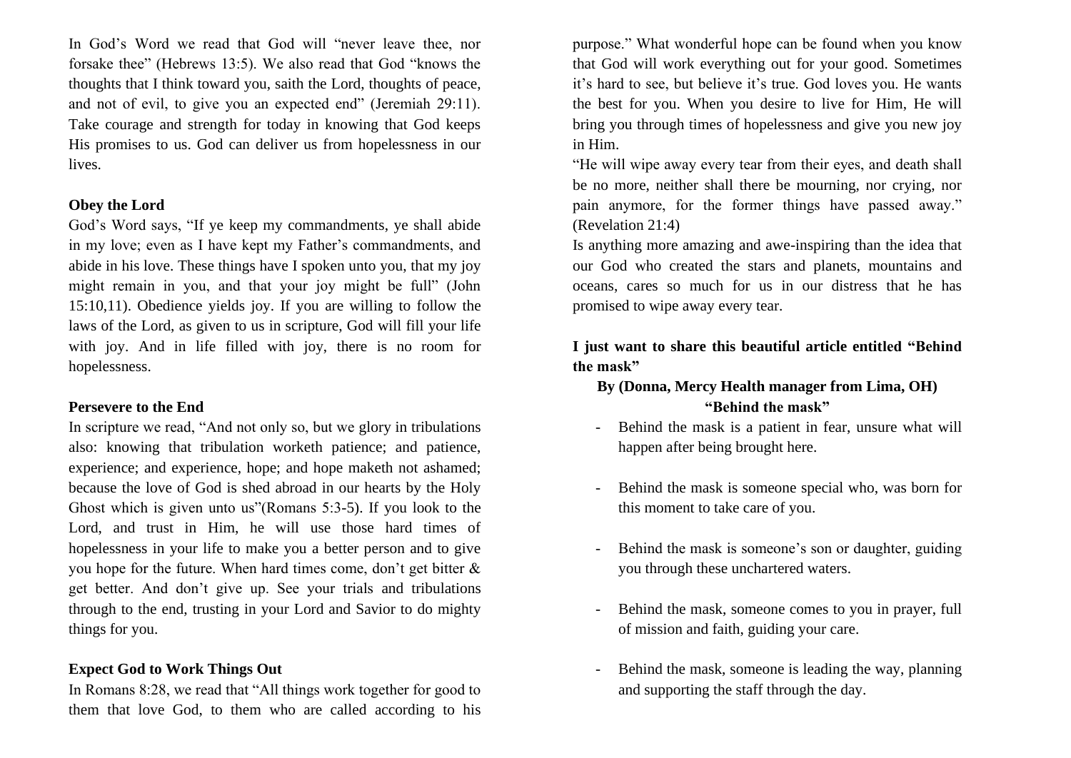In God's Word we read that God will "never leave thee, nor forsake thee" (Hebrews 13:5). We also read that God "knows the thoughts that I think toward you, saith the Lord, thoughts of peace, and not of evil, to give you an expected end" (Jeremiah 29:11). Take courage and strength for today in knowing that God keeps His promises to us. God can deliver us from hopelessness in our lives.

**Obey the Lord**

God's Word says, "If ye keep my commandments, ye shall abide in my love; even as I have kept my Father's commandments, and abide in his love. These things have I spoken unto you, that my joy might remain in you, and that your joy might be full" (John 15:10,11). Obedience yields joy. If you are willing to follow the laws of the Lord, as given to us in scripture, God will fill your life with joy. And in life filled with joy, there is no room for hopelessness.

**Persevere to the End**

In scripture we read, "And not only so, but we glory in tribulations also: knowing that tribulation worketh patience; and patience, experience; and experience, hope; and hope maketh not ashamed; because the love of God is shed abroad in our hearts by the Holy Ghost which is given unto us"(Romans 5:3-5). If you look to the Lord, and trust in Him, he will use those hard times of hopelessness in your life to make you a better person and to give you hope for the future. When hard times come, don't get bitter & get better. And don't give up. See your trials and tribulations through to the end, trusting in your Lord and Savior to do mighty things for you.

**Expect God to Work Things Out**

In Romans 8:28, we read that "All things work together for good to them that love God, to them who are called according to his purpose." What wonderful hope can be found when you know that God will work everything out for your good. Sometimes it's hard to see, but believe it's true. God loves you. He wants the best for you. When you desire to live for Him, He will bring you through times of hopelessness and give you new joy in Him.

"He will wipe away every tear from their eyes, and death shall be no more, neither shall there be mourning, nor crying, nor pain anymore, for the former things have passed away." (Revelation 21:4)

Is anything more amazing and awe-inspiring than the idea that our God who created the stars and planets, mountains and oceans, cares so much for us in our distress that he has promised to wipe away every tear.

**I just want to share this beautiful article entitled "Behind the mask"**

**By (Donna, Mercy Health manager from Lima, OH)**

**"Behind the mask"**

- Behind the mask is a patient in fear, unsure what will happen after being brought here.

- Behind the mask is someone special who, was born for this moment to take care of you.

- Behind the mask is someone's son or daughter, guiding you through these unchartered waters.

- Behind the mask, someone comes to you in prayer, full of mission and faith, guiding your care.

- Behind the mask, someone is leading the way, planning and supporting the staff through the day.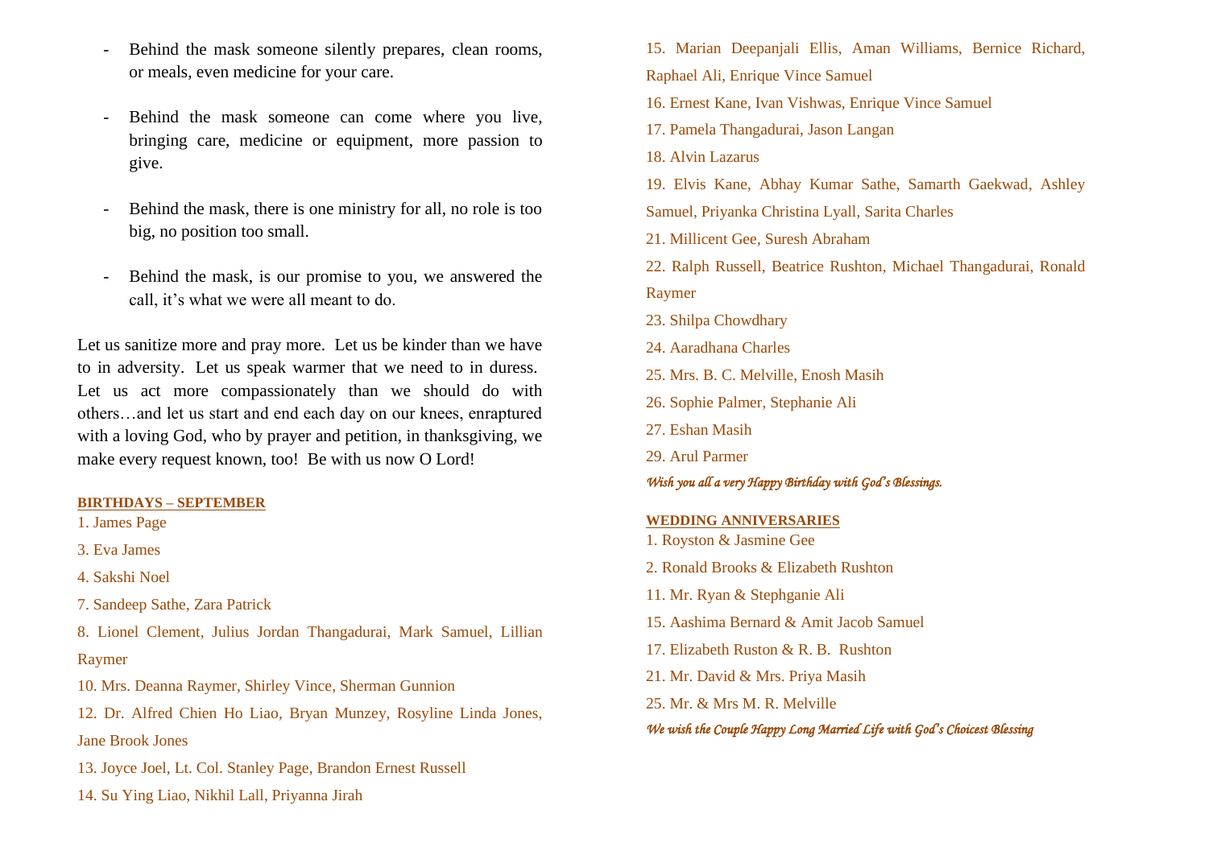- Behind the mask someone silently prepares, clean rooms, or meals, even medicine for your care.

- Behind the mask someone can come where you live, bringing care, medicine or equipment, more passion to give.

- Behind the mask, there is one ministry for all, no role is too big, no position too small.

- Behind the mask, is our promise to you, we answered the call, it's what we were all meant to do.

Let us sanitize more and pray more. Let us be kinder than we have to in adversity. Let us speak warmer that we need to in duress. Let us act more compassionately than we should do with others…and let us start and end each day on our knees, enraptured with a loving God, who by prayer and petition, in thanksgiving, we make every request known, too! Be with us now O Lord!

**BIRTHDAYS – SEPTEMBER**

1. James Page

3. Eva James

4. Sakshi Noel

7. Sandeep Sathe, Zara Patrick

8. Lionel Clement, Julius Jordan Thangadurai, Mark Samuel, Lillian Raymer

10. Mrs. Deanna Raymer, Shirley Vince, Sherman Gunnion

12. Dr. Alfred Chien Ho Liao, Bryan Munzey, Rosyline Linda Jones, Jane Brook Jones

13. Joyce Joel, Lt. Col. Stanley Page, Brandon Ernest Russell

14. Su Ying Liao, Nikhil Lall, Priyanna Jirah

15. Marian Deepanjali Ellis, Aman Williams, Bernice Richard, Raphael Ali, Enrique Vince Samuel

16. Ernest Kane, Ivan Vishwas, Enrique Vince Samuel

17. Pamela Thangadurai, Jason Langan

18. Alvin Lazarus

19. Elvis Kane, Abhay Kumar Sathe, Samarth Gaekwad, Ashley Samuel, Priyanka Christina Lyall, Sarita Charles

21. Millicent Gee, Suresh Abraham

22. Ralph Russell, Beatrice Rushton, Michael Thangadurai, Ronald Raymer

23. Shilpa Chowdhary

24. Aaradhana Charles

25. Mrs. B. C. Melville, Enosh Masih

26. Sophie Palmer, Stephanie Ali

27. Eshan Masih

29. Arul Parmer

*Wish you all a very Happy Birthday with God's Blessings.*

**WEDDING ANNIVERSARIES**

1. Royston & Jasmine Gee

2. Ronald Brooks & Elizabeth Rushton

11. Mr. Ryan & Stephganie Ali

15. Aashima Bernard & Amit Jacob Samuel

17. Elizabeth Ruston & R. B. Rushton

21. Mr. David & Mrs. Priya Masih

25. Mr. & Mrs M. R. Melville

*We wish the Couple Happy Long Married Life with God's Choicest Blessing*